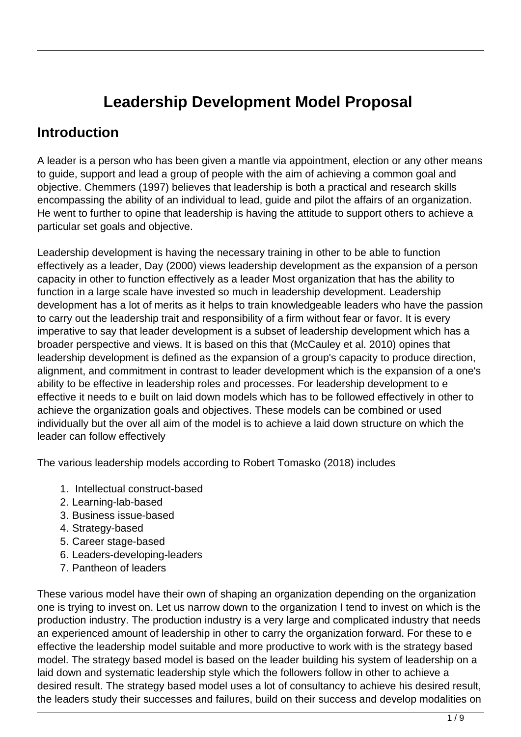# Leadership Development Model Proposal

## Introduction

A leader is a person who has been given a mantle via appointment, election or any other means to guide, support and lead a group of people with the aim of achieving a common goal and objective. Chemmers (1997) believes that leadership is both a practical and research skills encompassing the ability of an individual to lead, guide and pilot the affairs of an organization. He went to further to opine that leadership is having the attitude to support others to achieve a particular set goals and objective.

Leadership development is having the necessary training in other to be able to function effectively as a leader, Day (2000) views leadership development as the expansion of a person capacity in other to function effectively as a leader Most organization that has the ability to function in a large scale have invested so much in leadership development. Leadership development has a lot of merits as it helps to train knowledgeable leaders who have the passion to carry out the leadership trait and responsibility of a firm without fear or favor. It is every imperative to say that leader development is a subset of leadership development which has a broader perspective and views. It is based on this that (McCauley et al. 2010) opines that leadership development is defined as the expansion of a group's capacity to produce direction, alignment, and commitment in contrast to leader development which is the expansion of a one's ability to be effective in leadership roles and processes. For leadership development to e effective it needs to e built on laid down models which has to be followed effectively in other to achieve the organization goals and objectives. These models can be combined or used individually but the over all aim of the model is to achieve a laid down structure on which the leader can follow effectively

The various leadership models according to Robert Tomasko (2018) includes

1. Intellectual construct-based
2. Learning-lab-based
3. Business issue-based
4. Strategy-based
5. Career stage-based
6. Leaders-developing-leaders
7. Pantheon of leaders

These various model have their own of shaping an organization depending on the organization one is trying to invest on. Let us narrow down to the organization I tend to invest on which is the production industry. The production industry is a very large and complicated industry that needs an experienced amount of leadership in other to carry the organization forward. For these to e effective the leadership model suitable and more productive to work with is the strategy based model. The strategy based model is based on the leader building his system of leadership on a laid down and systematic leadership style which the followers follow in other to achieve a desired result. The strategy based model uses a lot of consultancy to achieve his desired result, the leaders study their successes and failures, build on their success and develop modalities on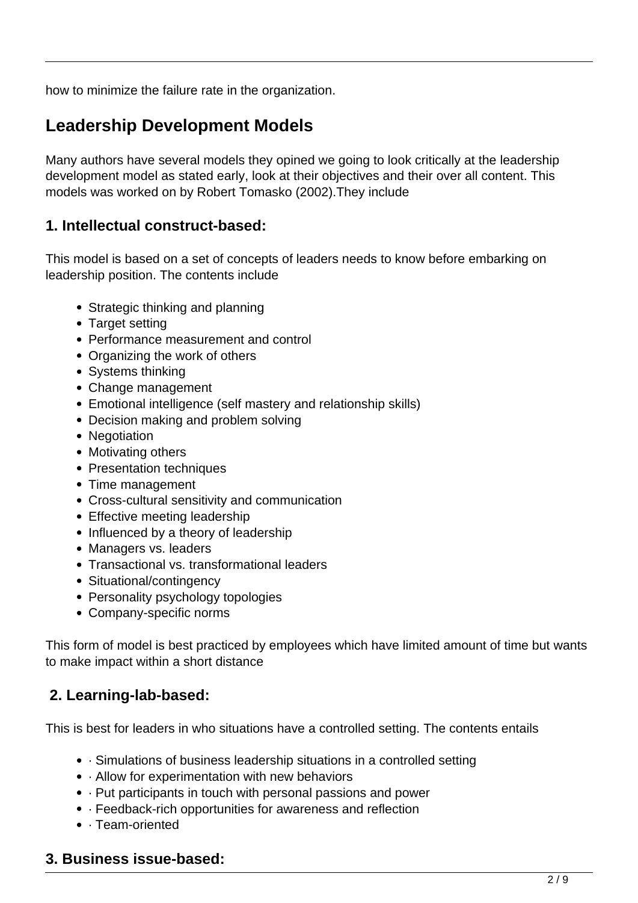how to minimize the failure rate in the organization.

## Leadership Development Models

Many authors have several models they opined we going to look critically at the leadership development model as stated early, look at their objectives and their over all content. This models was worked on by Robert Tomasko (2002).They include

### 1. Intellectual construct-based:

This model is based on a set of concepts of leaders needs to know before embarking on leadership position. The contents include

- Strategic thinking and planning
- Target setting
- Performance measurement and control
- Organizing the work of others
- Systems thinking
- Change management
- Emotional intelligence (self mastery and relationship skills)
- Decision making and problem solving
- Negotiation
- Motivating others
- Presentation techniques
- Time management
- Cross-cultural sensitivity and communication
- Effective meeting leadership
- Influenced by a theory of leadership
- Managers vs. leaders
- Transactional vs. transformational leaders
- Situational/contingency
- Personality psychology topologies
- Company-specific norms

This form of model is best practiced by employees which have limited amount of time but wants to make impact within a short distance

### 2. Learning-lab-based:

This is best for leaders in who situations have a controlled setting. The contents entails

- · Simulations of business leadership situations in a controlled setting
- · Allow for experimentation with new behaviors
- · Put participants in touch with personal passions and power
- · Feedback-rich opportunities for awareness and reflection
- · Team-oriented

### 3. Business issue-based: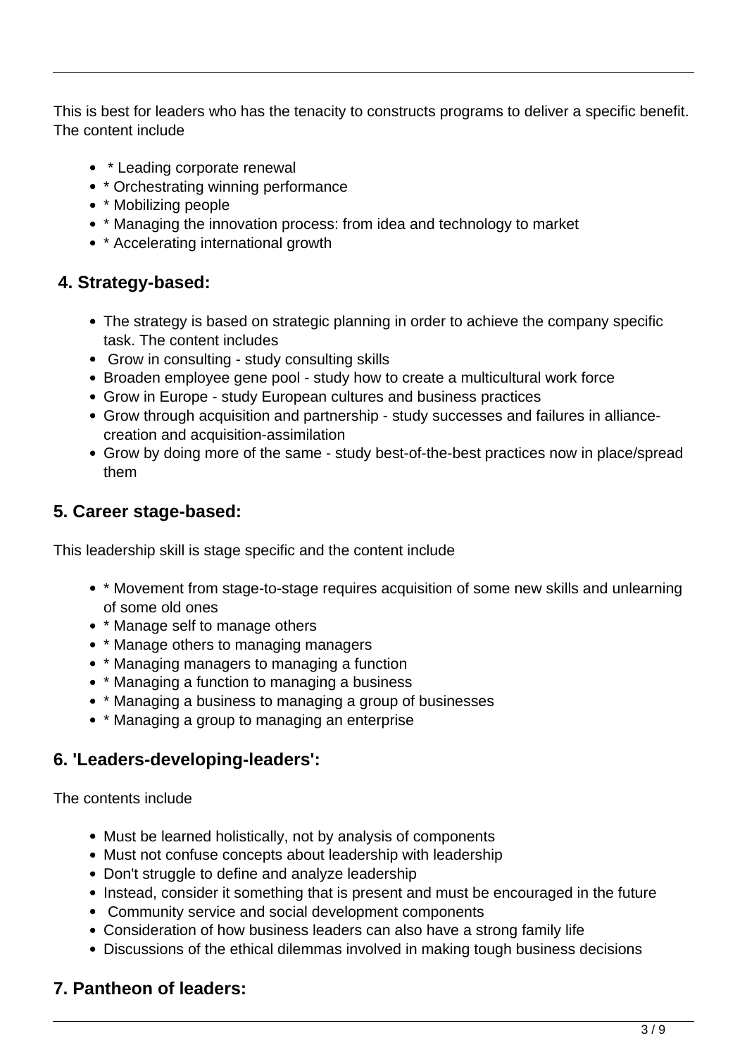This is best for leaders who has the tenacity to constructs programs to deliver a specific benefit. The content include

- * Leading corporate renewal
- * Orchestrating winning performance
- * Mobilizing people
- * Managing the innovation process: from idea and technology to market
- * Accelerating international growth

#### 4. Strategy-based:

- The strategy is based on strategic planning in order to achieve the company specific task. The content includes
- Grow in consulting - study consulting skills
- Broaden employee gene pool - study how to create a multicultural work force
- Grow in Europe - study European cultures and business practices
- Grow through acquisition and partnership - study successes and failures in alliance-creation and acquisition-assimilation
- Grow by doing more of the same - study best-of-the-best practices now in place/spread them

#### 5. Career stage-based:

This leadership skill is stage specific and the content include

- * Movement from stage-to-stage requires acquisition of some new skills and unlearning of some old ones
- * Manage self to manage others
- * Manage others to managing managers
- * Managing managers to managing a function
- * Managing a function to managing a business
- * Managing a business to managing a group of businesses
- * Managing a group to managing an enterprise

#### 6. 'Leaders-developing-leaders':

The contents include

- Must be learned holistically, not by analysis of components
- Must not confuse concepts about leadership with leadership
- Don't struggle to define and analyze leadership
- Instead, consider it something that is present and must be encouraged in the future
- Community service and social development components
- Consideration of how business leaders can also have a strong family life
- Discussions of the ethical dilemmas involved in making tough business decisions

#### 7. Pantheon of leaders: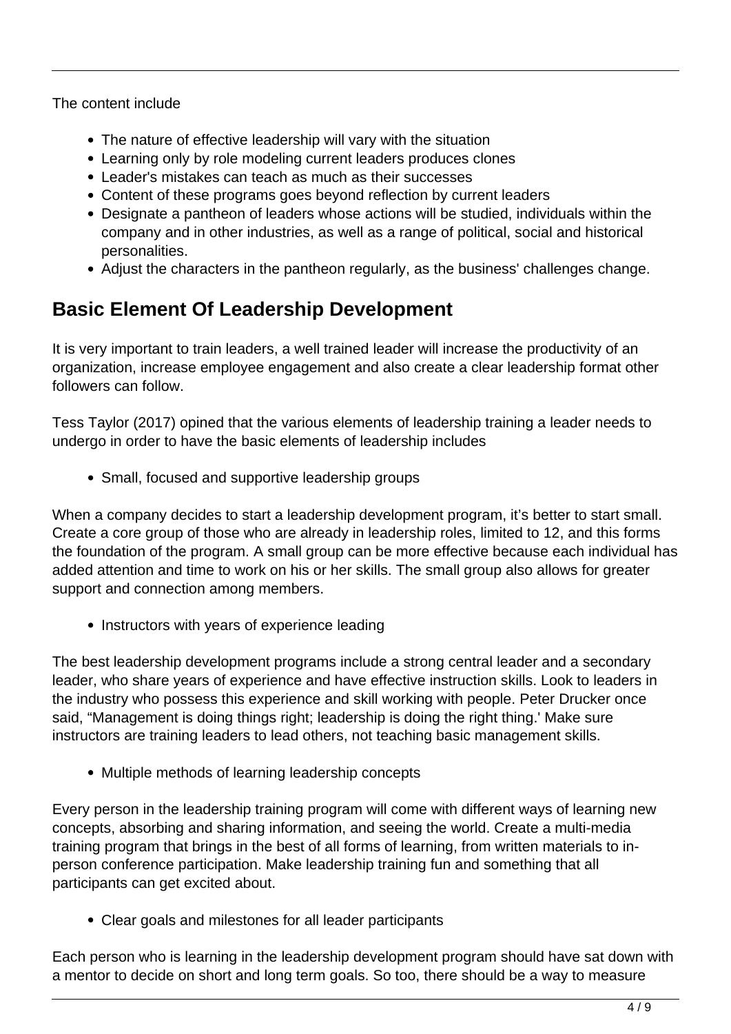The content include

- The nature of effective leadership will vary with the situation
- Learning only by role modeling current leaders produces clones
- Leader's mistakes can teach as much as their successes
- Content of these programs goes beyond reflection by current leaders
- Designate a pantheon of leaders whose actions will be studied, individuals within the company and in other industries, as well as a range of political, social and historical personalities.
- Adjust the characters in the pantheon regularly, as the business' challenges change.

## Basic Element Of Leadership Development

It is very important to train leaders, a well trained leader will increase the productivity of an organization, increase employee engagement and also create a clear leadership format other followers can follow.

Tess Taylor (2017) opined that the various elements of leadership training a leader needs to undergo in order to have the basic elements of leadership includes

- Small, focused and supportive leadership groups

When a company decides to start a leadership development program, it's better to start small. Create a core group of those who are already in leadership roles, limited to 12, and this forms the foundation of the program. A small group can be more effective because each individual has added attention and time to work on his or her skills. The small group also allows for greater support and connection among members.

- Instructors with years of experience leading

The best leadership development programs include a strong central leader and a secondary leader, who share years of experience and have effective instruction skills. Look to leaders in the industry who possess this experience and skill working with people. Peter Drucker once said, "Management is doing things right; leadership is doing the right thing.' Make sure instructors are training leaders to lead others, not teaching basic management skills.

- Multiple methods of learning leadership concepts

Every person in the leadership training program will come with different ways of learning new concepts, absorbing and sharing information, and seeing the world. Create a multi-media training program that brings in the best of all forms of learning, from written materials to in-person conference participation. Make leadership training fun and something that all participants can get excited about.

- Clear goals and milestones for all leader participants

Each person who is learning in the leadership development program should have sat down with a mentor to decide on short and long term goals. So too, there should be a way to measure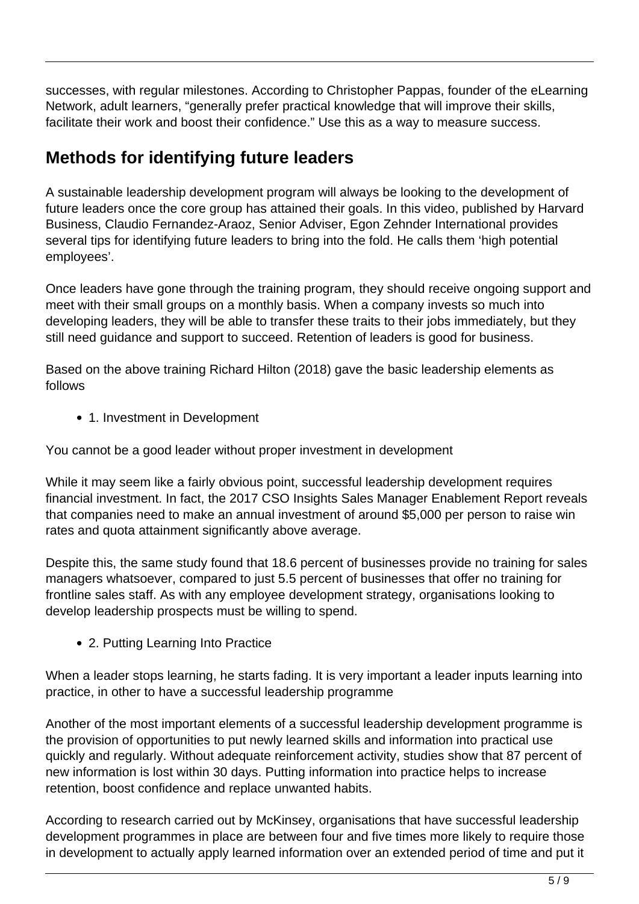successes, with regular milestones. According to Christopher Pappas, founder of the eLearning Network, adult learners, "generally prefer practical knowledge that will improve their skills, facilitate their work and boost their confidence." Use this as a way to measure success.

## Methods for identifying future leaders

A sustainable leadership development program will always be looking to the development of future leaders once the core group has attained their goals. In this video, published by Harvard Business, Claudio Fernandez-Araoz, Senior Adviser, Egon Zehnder International provides several tips for identifying future leaders to bring into the fold. He calls them 'high potential employees'.

Once leaders have gone through the training program, they should receive ongoing support and meet with their small groups on a monthly basis. When a company invests so much into developing leaders, they will be able to transfer these traits to their jobs immediately, but they still need guidance and support to succeed. Retention of leaders is good for business.

Based on the above training Richard Hilton (2018) gave the basic leadership elements as follows

- 1. Investment in Development

You cannot be a good leader without proper investment in development

While it may seem like a fairly obvious point, successful leadership development requires financial investment. In fact, the 2017 CSO Insights Sales Manager Enablement Report reveals that companies need to make an annual investment of around $5,000 per person to raise win rates and quota attainment significantly above average.

Despite this, the same study found that 18.6 percent of businesses provide no training for sales managers whatsoever, compared to just 5.5 percent of businesses that offer no training for frontline sales staff. As with any employee development strategy, organisations looking to develop leadership prospects must be willing to spend.

- 2. Putting Learning Into Practice

When a leader stops learning, he starts fading. It is very important a leader inputs learning into practice, in other to have a successful leadership programme

Another of the most important elements of a successful leadership development programme is the provision of opportunities to put newly learned skills and information into practical use quickly and regularly. Without adequate reinforcement activity, studies show that 87 percent of new information is lost within 30 days. Putting information into practice helps to increase retention, boost confidence and replace unwanted habits.

According to research carried out by McKinsey, organisations that have successful leadership development programmes in place are between four and five times more likely to require those in development to actually apply learned information over an extended period of time and put it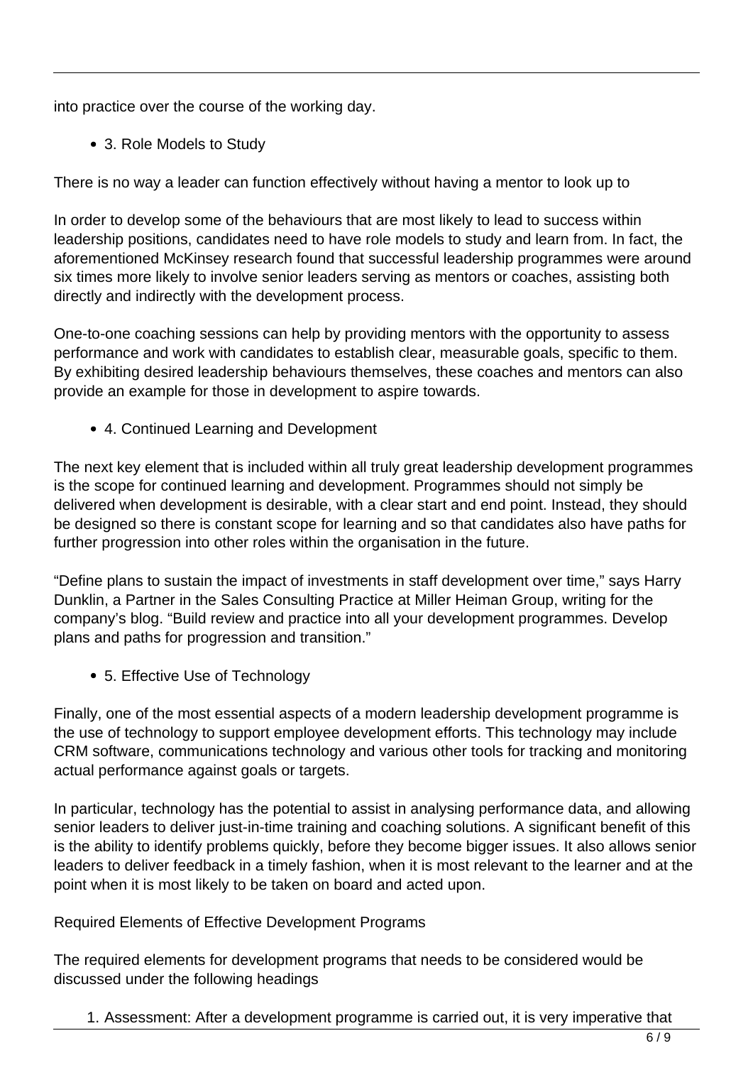into practice over the course of the working day.

- 3. Role Models to Study

There is no way a leader can function effectively without having a mentor to look up to

In order to develop some of the behaviours that are most likely to lead to success within leadership positions, candidates need to have role models to study and learn from. In fact, the aforementioned McKinsey research found that successful leadership programmes were around six times more likely to involve senior leaders serving as mentors or coaches, assisting both directly and indirectly with the development process.

One-to-one coaching sessions can help by providing mentors with the opportunity to assess performance and work with candidates to establish clear, measurable goals, specific to them. By exhibiting desired leadership behaviours themselves, these coaches and mentors can also provide an example for those in development to aspire towards.

- 4. Continued Learning and Development

The next key element that is included within all truly great leadership development programmes is the scope for continued learning and development. Programmes should not simply be delivered when development is desirable, with a clear start and end point. Instead, they should be designed so there is constant scope for learning and so that candidates also have paths for further progression into other roles within the organisation in the future.

"Define plans to sustain the impact of investments in staff development over time," says Harry Dunklin, a Partner in the Sales Consulting Practice at Miller Heiman Group, writing for the company's blog. "Build review and practice into all your development programmes. Develop plans and paths for progression and transition."

- 5. Effective Use of Technology

Finally, one of the most essential aspects of a modern leadership development programme is the use of technology to support employee development efforts. This technology may include CRM software, communications technology and various other tools for tracking and monitoring actual performance against goals or targets.

In particular, technology has the potential to assist in analysing performance data, and allowing senior leaders to deliver just-in-time training and coaching solutions. A significant benefit of this is the ability to identify problems quickly, before they become bigger issues. It also allows senior leaders to deliver feedback in a timely fashion, when it is most relevant to the learner and at the point when it is most likely to be taken on board and acted upon.

Required Elements of Effective Development Programs

The required elements for development programs that needs to be considered would be discussed under the following headings

1. Assessment: After a development programme is carried out, it is very imperative that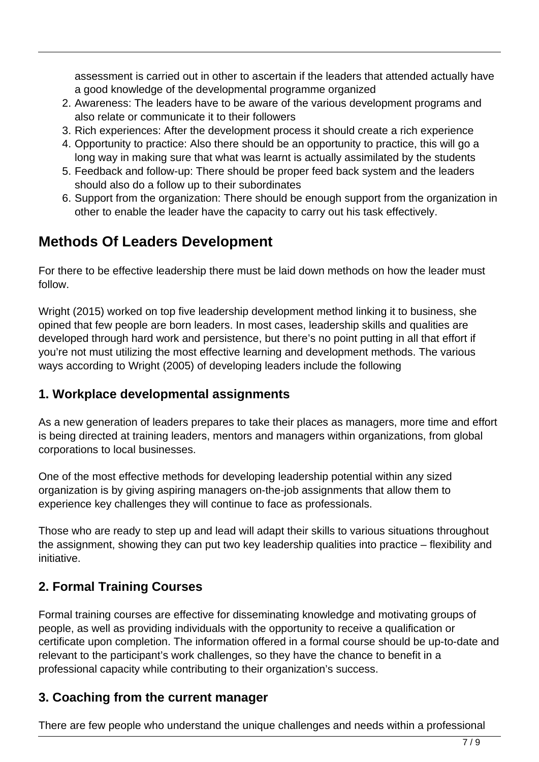assessment is carried out in other to ascertain if the leaders that attended actually have a good knowledge of the developmental programme organized

2. Awareness: The leaders have to be aware of the various development programs and also relate or communicate it to their followers
3. Rich experiences: After the development process it should create a rich experience
4. Opportunity to practice: Also there should be an opportunity to practice, this will go a long way in making sure that what was learnt is actually assimilated by the students
5. Feedback and follow-up: There should be proper feed back system and the leaders should also do a follow up to their subordinates
6. Support from the organization: There should be enough support from the organization in other to enable the leader have the capacity to carry out his task effectively.

## Methods Of Leaders Development

For there to be effective leadership there must be laid down methods on how the leader must follow.

Wright (2015) worked on top five leadership development method linking it to business, she opined that few people are born leaders. In most cases, leadership skills and qualities are developed through hard work and persistence, but there's no point putting in all that effort if you're not must utilizing the most effective learning and development methods. The various ways according to Wright (2005) of developing leaders include the following

### 1. Workplace developmental assignments

As a new generation of leaders prepares to take their places as managers, more time and effort is being directed at training leaders, mentors and managers within organizations, from global corporations to local businesses.

One of the most effective methods for developing leadership potential within any sized organization is by giving aspiring managers on-the-job assignments that allow them to experience key challenges they will continue to face as professionals.

Those who are ready to step up and lead will adapt their skills to various situations throughout the assignment, showing they can put two key leadership qualities into practice – flexibility and initiative.

### 2. Formal Training Courses

Formal training courses are effective for disseminating knowledge and motivating groups of people, as well as providing individuals with the opportunity to receive a qualification or certificate upon completion. The information offered in a formal course should be up-to-date and relevant to the participant's work challenges, so they have the chance to benefit in a professional capacity while contributing to their organization's success.

### 3. Coaching from the current manager

There are few people who understand the unique challenges and needs within a professional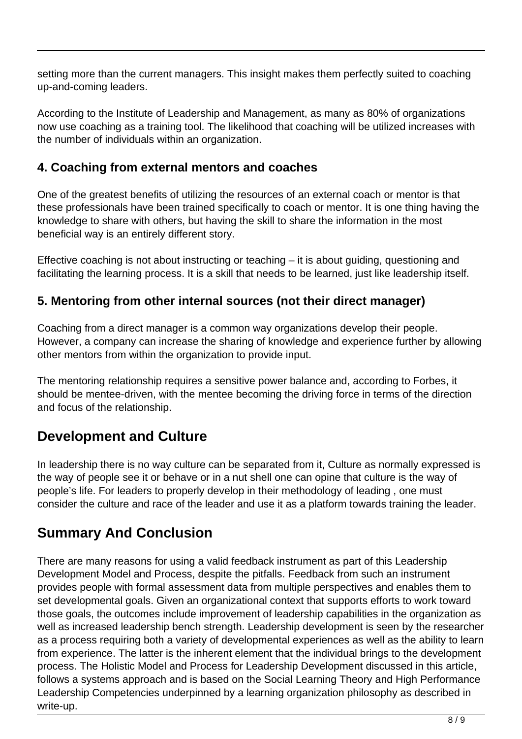setting more than the current managers. This insight makes them perfectly suited to coaching up-and-coming leaders.

According to the Institute of Leadership and Management, as many as 80% of organizations now use coaching as a training tool. The likelihood that coaching will be utilized increases with the number of individuals within an organization.

### 4. Coaching from external mentors and coaches

One of the greatest benefits of utilizing the resources of an external coach or mentor is that these professionals have been trained specifically to coach or mentor. It is one thing having the knowledge to share with others, but having the skill to share the information in the most beneficial way is an entirely different story.

Effective coaching is not about instructing or teaching – it is about guiding, questioning and facilitating the learning process. It is a skill that needs to be learned, just like leadership itself.

### 5. Mentoring from other internal sources (not their direct manager)

Coaching from a direct manager is a common way organizations develop their people. However, a company can increase the sharing of knowledge and experience further by allowing other mentors from within the organization to provide input.

The mentoring relationship requires a sensitive power balance and, according to Forbes, it should be mentee-driven, with the mentee becoming the driving force in terms of the direction and focus of the relationship.

## Development and Culture

In leadership there is no way culture can be separated from it, Culture as normally expressed is the way of people see it or behave or in a nut shell one can opine that culture is the way of people's life. For leaders to properly develop in their methodology of leading , one must consider the culture and race of the leader and use it as a platform towards training the leader.

## Summary And Conclusion

There are many reasons for using a valid feedback instrument as part of this Leadership Development Model and Process, despite the pitfalls. Feedback from such an instrument provides people with formal assessment data from multiple perspectives and enables them to set developmental goals. Given an organizational context that supports efforts to work toward those goals, the outcomes include improvement of leadership capabilities in the organization as well as increased leadership bench strength. Leadership development is seen by the researcher as a process requiring both a variety of developmental experiences as well as the ability to learn from experience. The latter is the inherent element that the individual brings to the development process. The Holistic Model and Process for Leadership Development discussed in this article, follows a systems approach and is based on the Social Learning Theory and High Performance Leadership Competencies underpinned by a learning organization philosophy as described in write-up.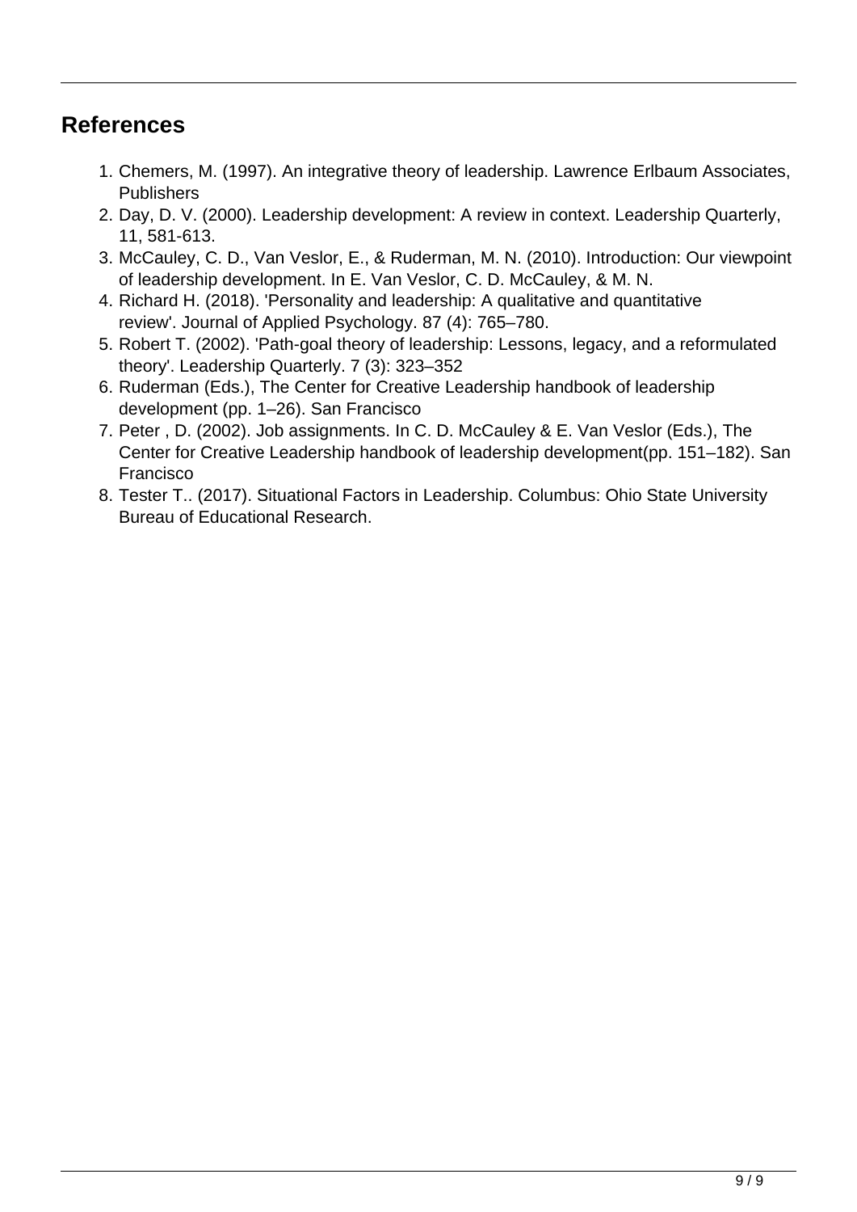## References

1. Chemers, M. (1997). An integrative theory of leadership. Lawrence Erlbaum Associates, Publishers
2. Day, D. V. (2000). Leadership development: A review in context. Leadership Quarterly, 11, 581-613.
3. McCauley, C. D., Van Veslor, E., & Ruderman, M. N. (2010). Introduction: Our viewpoint of leadership development. In E. Van Veslor, C. D. McCauley, & M. N.
4. Richard H. (2018). 'Personality and leadership: A qualitative and quantitative review'. Journal of Applied Psychology. 87 (4): 765–780.
5. Robert T. (2002). 'Path-goal theory of leadership: Lessons, legacy, and a reformulated theory'. Leadership Quarterly. 7 (3): 323–352
6. Ruderman (Eds.), The Center for Creative Leadership handbook of leadership development (pp. 1–26). San Francisco
7. Peter , D. (2002). Job assignments. In C. D. McCauley & E. Van Veslor (Eds.), The Center for Creative Leadership handbook of leadership development(pp. 151–182). San Francisco
8. Tester T.. (2017). Situational Factors in Leadership. Columbus: Ohio State University Bureau of Educational Research.